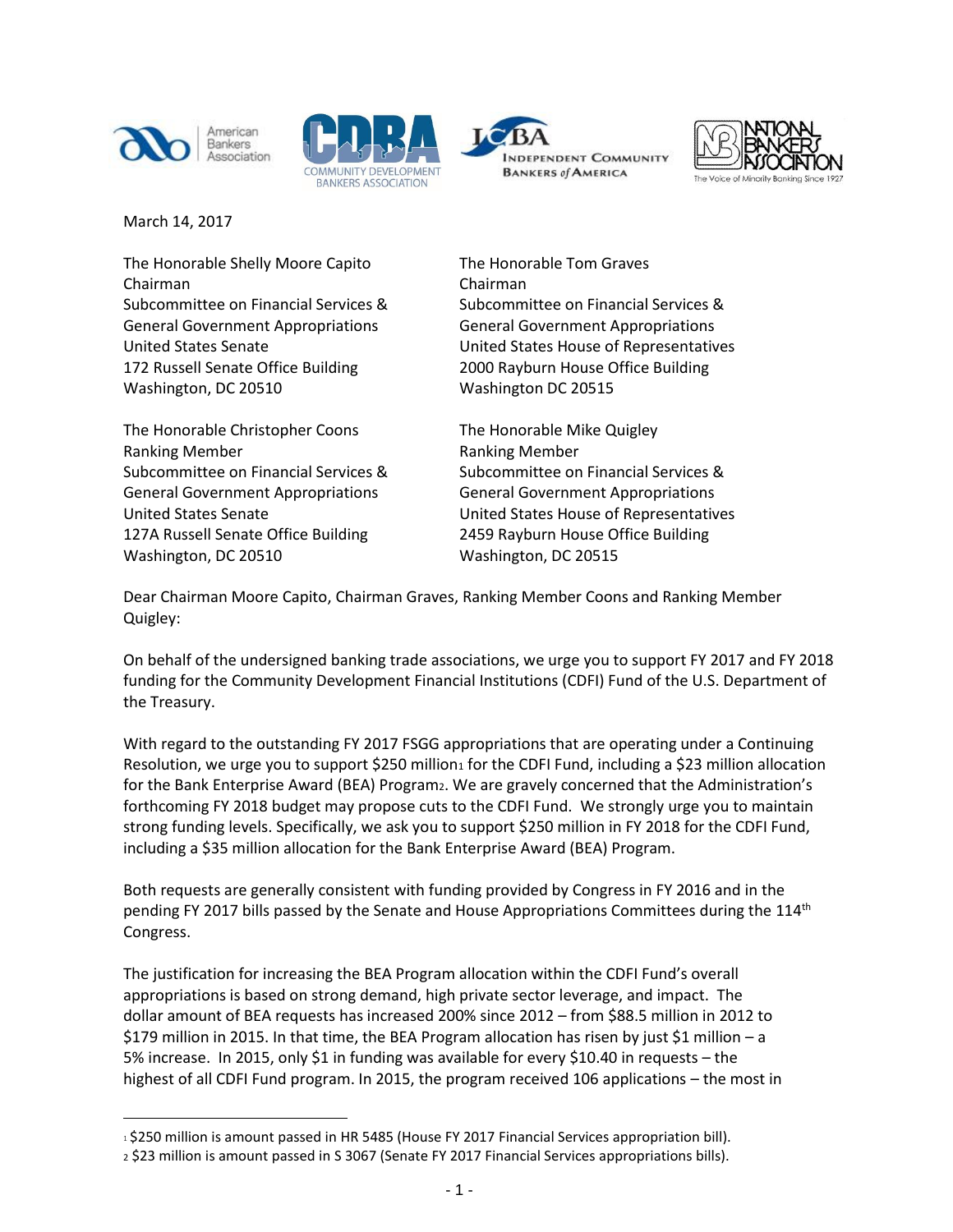American Bankers Association | Community Development Bankers Association | Independent Community Bankers of America | National Bankers Association – The Voice of Minority Banking Since 1927

March 14, 2017

The Honorable Shelly Moore Capito
Chairman
Subcommittee on Financial Services &
General Government Appropriations
United States Senate
172 Russell Senate Office Building
Washington, DC 20510

The Honorable Tom Graves
Chairman
Subcommittee on Financial Services &
General Government Appropriations
United States House of Representatives
2000 Rayburn House Office Building
Washington DC 20515

The Honorable Christopher Coons
Ranking Member
Subcommittee on Financial Services &
General Government Appropriations
United States Senate
127A Russell Senate Office Building
Washington, DC 20510

The Honorable Mike Quigley
Ranking Member
Subcommittee on Financial Services &
General Government Appropriations
United States House of Representatives
2459 Rayburn House Office Building
Washington, DC 20515

Dear Chairman Moore Capito, Chairman Graves, Ranking Member Coons and Ranking Member Quigley:

On behalf of the undersigned banking trade associations, we urge you to support FY 2017 and FY 2018 funding for the Community Development Financial Institutions (CDFI) Fund of the U.S. Department of the Treasury.

With regard to the outstanding FY 2017 FSGG appropriations that are operating under a Continuing Resolution, we urge you to support $250 million[1] for the CDFI Fund, including a $23 million allocation for the Bank Enterprise Award (BEA) Program[2]. We are gravely concerned that the Administration's forthcoming FY 2018 budget may propose cuts to the CDFI Fund. We strongly urge you to maintain strong funding levels. Specifically, we ask you to support $250 million in FY 2018 for the CDFI Fund, including a $35 million allocation for the Bank Enterprise Award (BEA) Program.

Both requests are generally consistent with funding provided by Congress in FY 2016 and in the pending FY 2017 bills passed by the Senate and House Appropriations Committees during the 114th Congress.

The justification for increasing the BEA Program allocation within the CDFI Fund's overall appropriations is based on strong demand, high private sector leverage, and impact. The dollar amount of BEA requests has increased 200% since 2012 – from $88.5 million in 2012 to $179 million in 2015. In that time, the BEA Program allocation has risen by just $1 million – a 5% increase. In 2015, only $1 in funding was available for every $10.40 in requests – the highest of all CDFI Fund program. In 2015, the program received 106 applications – the most in

[1] $250 million is amount passed in HR 5485 (House FY 2017 Financial Services appropriation bill).

[2] $23 million is amount passed in S 3067 (Senate FY 2017 Financial Services appropriations bills).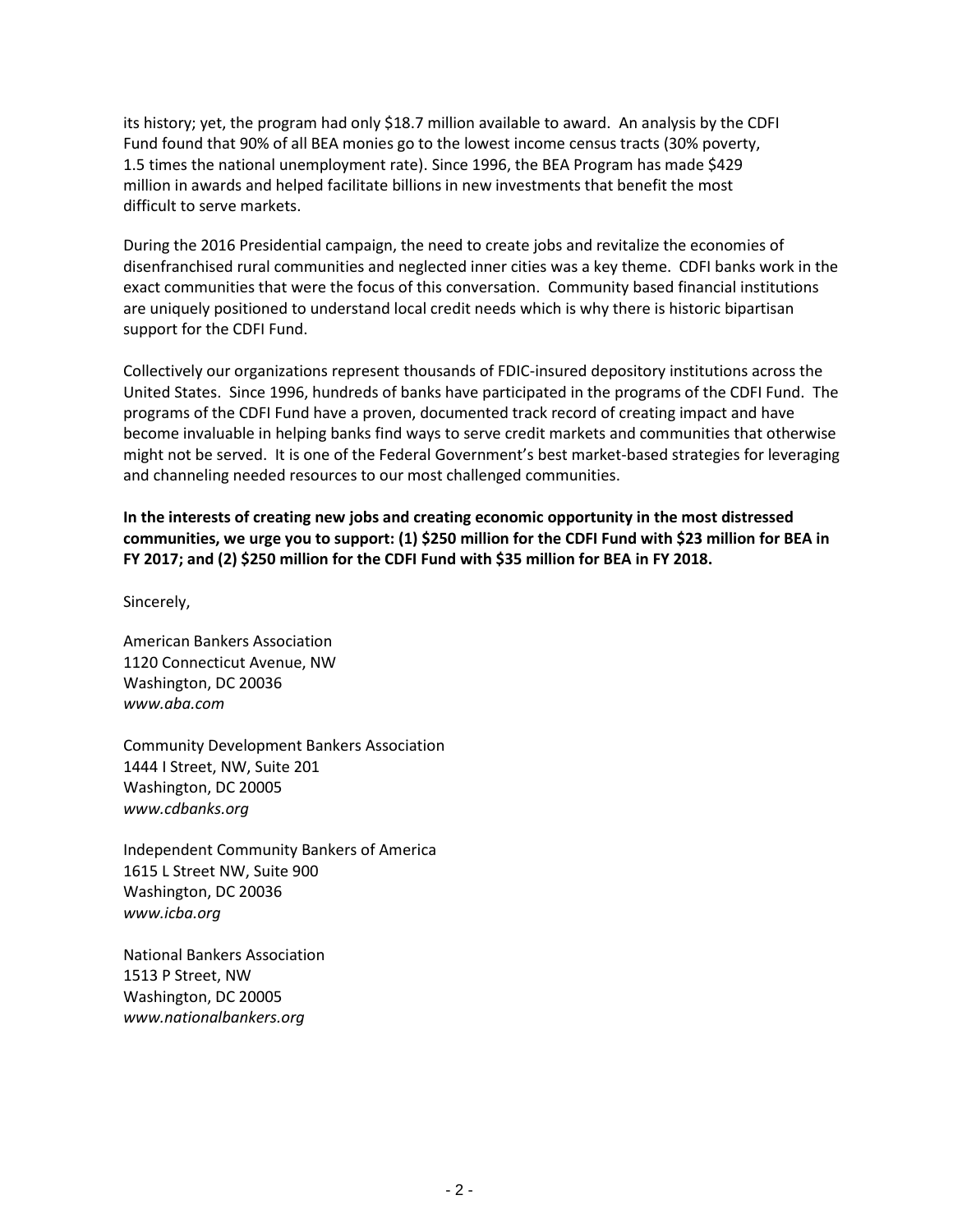its history; yet, the program had only $18.7 million available to award. An analysis by the CDFI Fund found that 90% of all BEA monies go to the lowest income census tracts (30% poverty, 1.5 times the national unemployment rate). Since 1996, the BEA Program has made $429 million in awards and helped facilitate billions in new investments that benefit the most difficult to serve markets.

During the 2016 Presidential campaign, the need to create jobs and revitalize the economies of disenfranchised rural communities and neglected inner cities was a key theme. CDFI banks work in the exact communities that were the focus of this conversation. Community based financial institutions are uniquely positioned to understand local credit needs which is why there is historic bipartisan support for the CDFI Fund.

Collectively our organizations represent thousands of FDIC-insured depository institutions across the United States. Since 1996, hundreds of banks have participated in the programs of the CDFI Fund. The programs of the CDFI Fund have a proven, documented track record of creating impact and have become invaluable in helping banks find ways to serve credit markets and communities that otherwise might not be served. It is one of the Federal Government's best market-based strategies for leveraging and channeling needed resources to our most challenged communities.

**In the interests of creating new jobs and creating economic opportunity in the most distressed communities, we urge you to support: (1) $250 million for the CDFI Fund with $23 million for BEA in FY 2017; and (2) $250 million for the CDFI Fund with $35 million for BEA in FY 2018.**

Sincerely,

American Bankers Association
1120 Connecticut Avenue, NW
Washington, DC 20036
*www.aba.com*

Community Development Bankers Association
1444 I Street, NW, Suite 201
Washington, DC 20005
*www.cdbanks.org*

Independent Community Bankers of America
1615 L Street NW, Suite 900
Washington, DC 20036
*www.icba.org*

National Bankers Association
1513 P Street, NW
Washington, DC 20005
*www.nationalbankers.org*